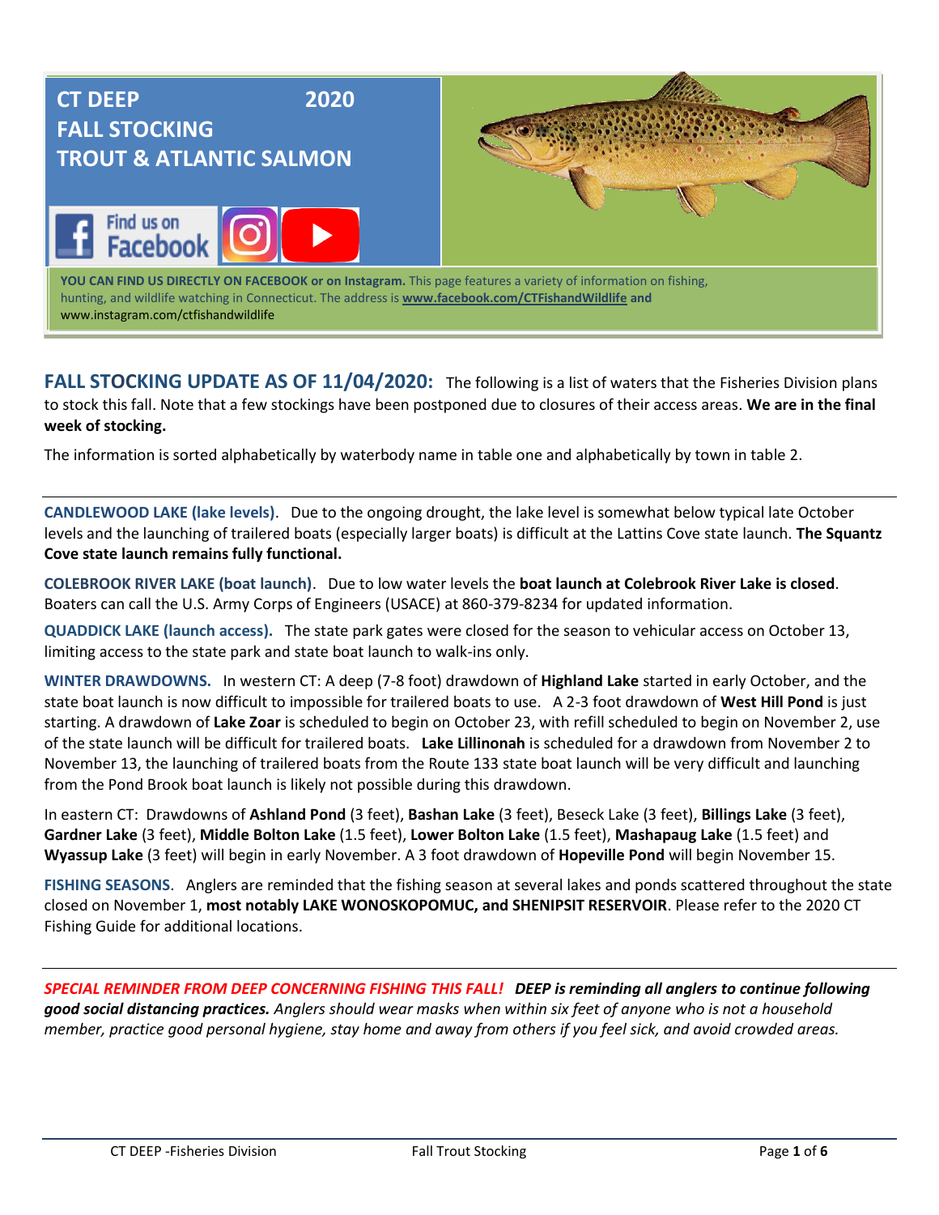# CT DEEP 2020 FALL STOCKING TROUT & ATLANTIC SALMON

Find us on Facebook

**YOU CAN FIND US DIRECTLY ON FACEBOOK or on Instagram.** This page features a variety of information on fishing, hunting, and wildlife watching in Connecticut. The address is **www.facebook.com/CTFishandWildlife** and www.instagram.com/ctfishandwildlife

## FALL STOCKING UPDATE AS OF 11/04/2020:

The following is a list of waters that the Fisheries Division plans to stock this fall. Note that a few stockings have been postponed due to closures of their access areas. **We are in the final week of stocking.**

The information is sorted alphabetically by waterbody name in table one and alphabetically by town in table 2.

---

**CANDLEWOOD LAKE (lake levels).** Due to the ongoing drought, the lake level is somewhat below typical late October levels and the launching of trailered boats (especially larger boats) is difficult at the Lattins Cove state launch. **The Squantz Cove state launch remains fully functional.**

**COLEBROOK RIVER LAKE (boat launch).** Due to low water levels the **boat launch at Colebrook River Lake is closed**. Boaters can call the U.S. Army Corps of Engineers (USACE) at 860-379-8234 for updated information.

**QUADDICK LAKE (launch access).** The state park gates were closed for the season to vehicular access on October 13, limiting access to the state park and state boat launch to walk-ins only.

**WINTER DRAWDOWNS.** In western CT: A deep (7-8 foot) drawdown of **Highland Lake** started in early October, and the state boat launch is now difficult to impossible for trailered boats to use. A 2-3 foot drawdown of **West Hill Pond** is just starting. A drawdown of **Lake Zoar** is scheduled to begin on October 23, with refill scheduled to begin on November 2, use of the state launch will be difficult for trailered boats. **Lake Lillinonah** is scheduled for a drawdown from November 2 to November 13, the launching of trailered boats from the Route 133 state boat launch will be very difficult and launching from the Pond Brook boat launch is likely not possible during this drawdown.

In eastern CT: Drawdowns of **Ashland Pond** (3 feet), **Bashan Lake** (3 feet), Beseck Lake (3 feet), **Billings Lake** (3 feet), **Gardner Lake** (3 feet), **Middle Bolton Lake** (1.5 feet), **Lower Bolton Lake** (1.5 feet), **Mashapaug Lake** (1.5 feet) and **Wyassup Lake** (3 feet) will begin in early November. A 3 foot drawdown of **Hopeville Pond** will begin November 15.

**FISHING SEASONS.** Anglers are reminded that the fishing season at several lakes and ponds scattered throughout the state closed on November 1, **most notably LAKE WONOSKOPOMUC, and SHENIPSIT RESERVOIR**. Please refer to the 2020 CT Fishing Guide for additional locations.

---

***SPECIAL REMINDER FROM DEEP CONCERNING FISHING THIS FALL! DEEP is reminding all anglers to continue following good social distancing practices.*** *Anglers should wear masks when within six feet of anyone who is not a household member, practice good personal hygiene, stay home and away from others if you feel sick, and avoid crowded areas.*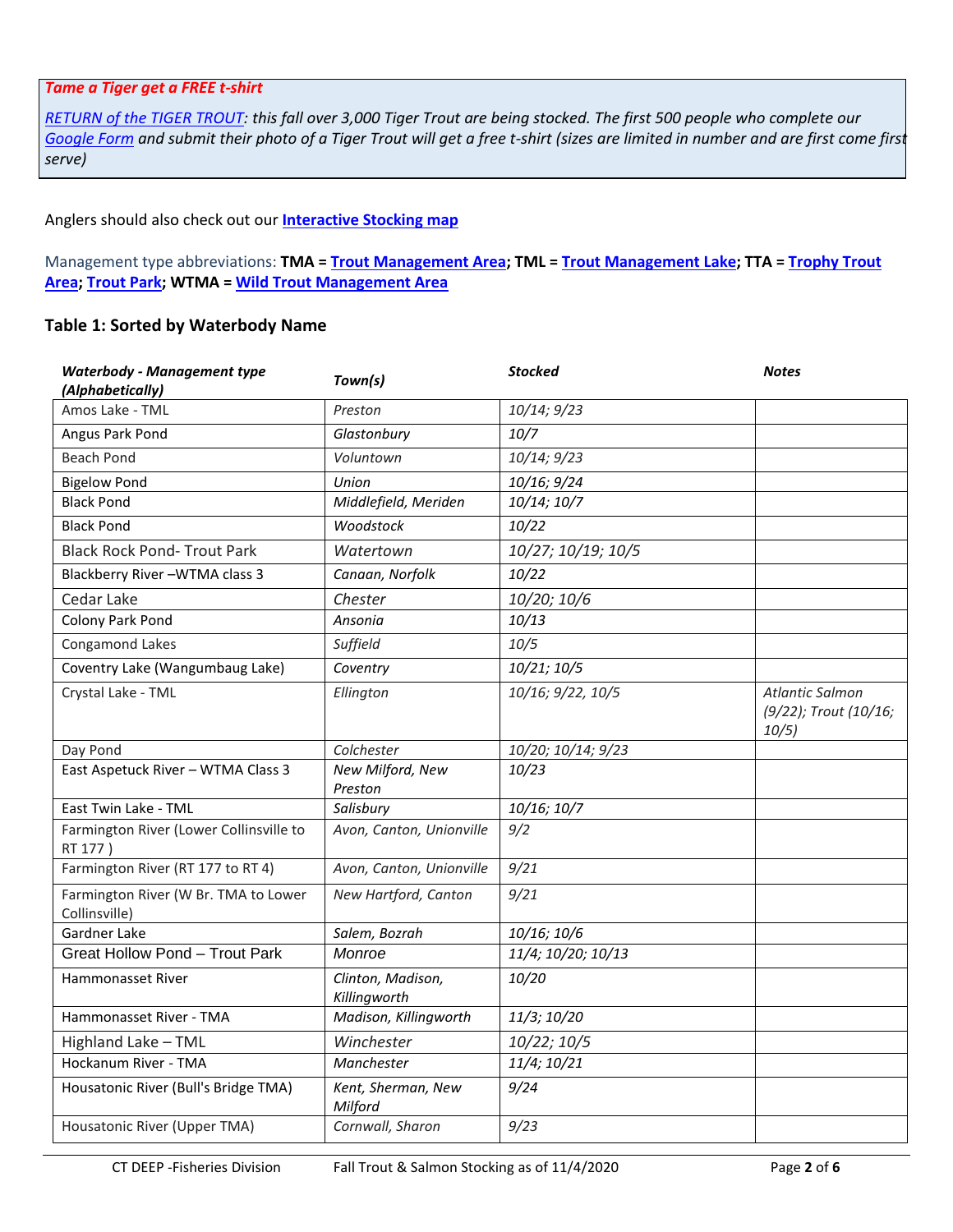***Tame a Tiger get a FREE t-shirt***

*RETURN of the TIGER TROUT: this fall over 3,000 Tiger Trout are being stocked. The first 500 people who complete our Google Form and submit their photo of a Tiger Trout will get a free t-shirt (sizes are limited in number and are first come first serve)*

Anglers should also check out our **Interactive Stocking map**

Management type abbreviations: **TMA = Trout Management Area; TML = Trout Management Lake; TTA = Trophy Trout Area; Trout Park; WTMA = Wild Trout Management Area**

### Table 1: Sorted by Waterbody Name

| *Waterbody - Management type (Alphabetically)* | *Town(s)* | *Stocked* | *Notes* |
|---|---|---|---|
| Amos Lake - TML | *Preston* | *10/14; 9/23* | |
| Angus Park Pond | *Glastonbury* | *10/7* | |
| Beach Pond | *Voluntown* | *10/14; 9/23* | |
| Bigelow Pond | *Union* | *10/16; 9/24* | |
| Black Pond | *Middlefield, Meriden* | *10/14; 10/7* | |
| Black Pond | *Woodstock* | *10/22* | |
| Black Rock Pond- Trout Park | *Watertown* | *10/27; 10/19; 10/5* | |
| Blackberry River –WTMA class 3 | *Canaan, Norfolk* | *10/22* | |
| Cedar Lake | *Chester* | *10/20; 10/6* | |
| Colony Park Pond | *Ansonia* | *10/13* | |
| Congamond Lakes | *Suffield* | *10/5* | |
| Coventry Lake (Wangumbaug Lake) | *Coventry* | *10/21; 10/5* | |
| Crystal Lake - TML | *Ellington* | *10/16; 9/22, 10/5* | *Atlantic Salmon (9/22); Trout (10/16; 10/5)* |
| Day Pond | *Colchester* | *10/20; 10/14; 9/23* | |
| East Aspetuck River – WTMA Class 3 | *New Milford, New Preston* | *10/23* | |
| East Twin Lake - TML | *Salisbury* | *10/16; 10/7* | |
| Farmington River (Lower Collinsville to RT 177 ) | *Avon, Canton, Unionville* | *9/2* | |
| Farmington River (RT 177 to RT 4) | *Avon, Canton, Unionville* | *9/21* | |
| Farmington River (W Br. TMA to Lower Collinsville) | *New Hartford, Canton* | *9/21* | |
| Gardner Lake | *Salem, Bozrah* | *10/16; 10/6* | |
| Great Hollow Pond – Trout Park | *Monroe* | *11/4; 10/20; 10/13* | |
| Hammonasset River | *Clinton, Madison, Killingworth* | *10/20* | |
| Hammonasset River - TMA | *Madison, Killingworth* | *11/3; 10/20* | |
| Highland Lake – TML | *Winchester* | *10/22; 10/5* | |
| Hockanum River - TMA | *Manchester* | *11/4; 10/21* | |
| Housatonic River (Bull's Bridge TMA) | *Kent, Sherman, New Milford* | *9/24* | |
| Housatonic River (Upper TMA) | *Cornwall, Sharon* | *9/23* | |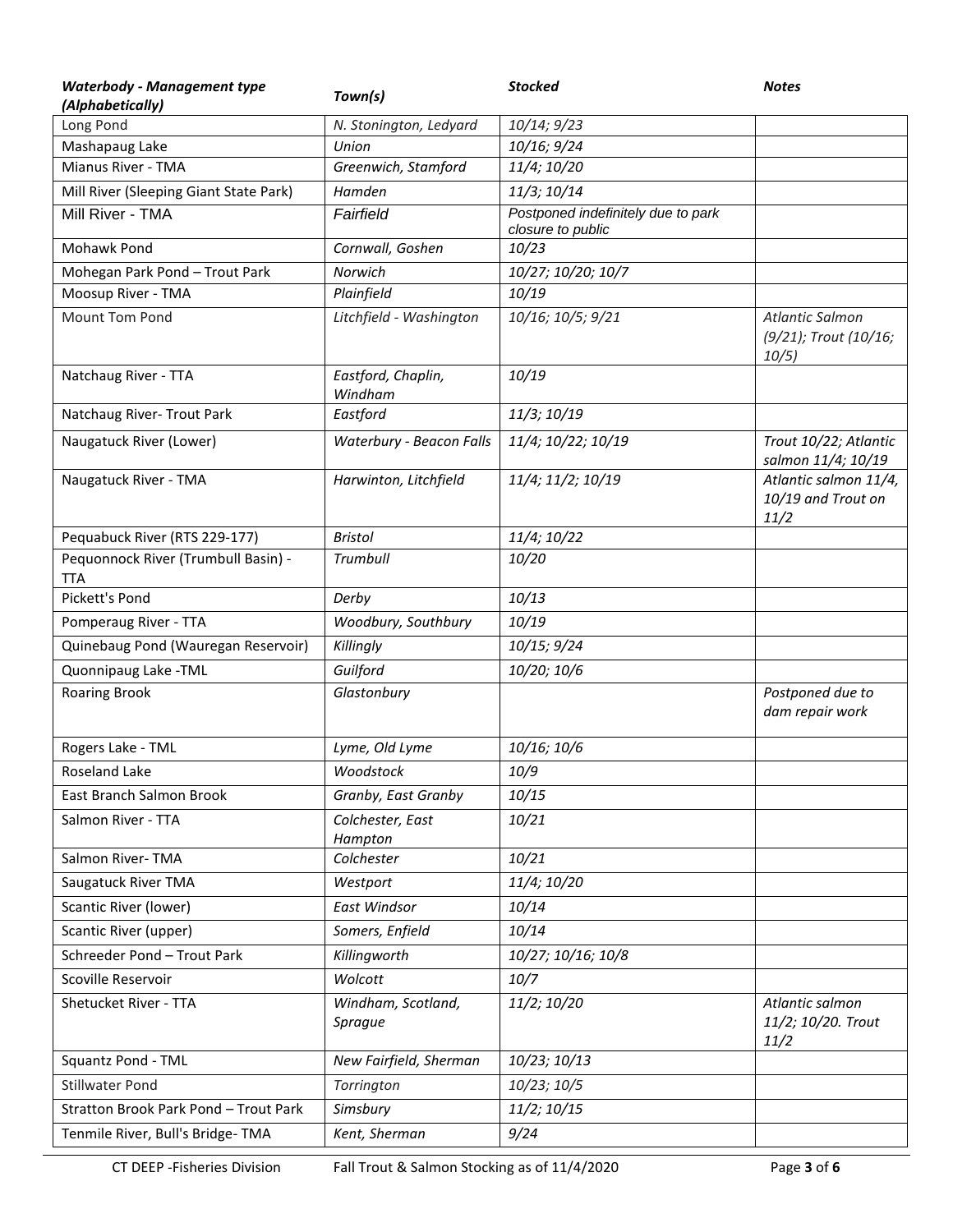| ***Waterbody - Management type (Alphabetically)*** | ***Town(s)*** | ***Stocked*** | ***Notes*** |
|---|---|---|---|
| Long Pond | *N. Stonington, Ledyard* | *10/14; 9/23* | |
| Mashapaug Lake | *Union* | *10/16; 9/24* | |
| Mianus River - TMA | *Greenwich, Stamford* | *11/4; 10/20* | |
| Mill River (Sleeping Giant State Park) | *Hamden* | *11/3; 10/14* | |
| Mill River - TMA | *Fairfield* | *Postponed indefinitely due to park closure to public* | |
| Mohawk Pond | *Cornwall, Goshen* | *10/23* | |
| Mohegan Park Pond – Trout Park | *Norwich* | *10/27; 10/20; 10/7* | |
| Moosup River - TMA | *Plainfield* | *10/19* | |
| Mount Tom Pond | *Litchfield - Washington* | *10/16; 10/5; 9/21* | *Atlantic Salmon (9/21); Trout (10/16; 10/5)* |
| Natchaug River - TTA | *Eastford, Chaplin, Windham* | *10/19* | |
| Natchaug River- Trout Park | *Eastford* | *11/3; 10/19* | |
| Naugatuck River (Lower) | *Waterbury - Beacon Falls* | *11/4; 10/22; 10/19* | *Trout 10/22; Atlantic salmon 11/4; 10/19* |
| Naugatuck River - TMA | *Harwinton, Litchfield* | *11/4; 11/2; 10/19* | *Atlantic salmon 11/4, 10/19 and Trout on 11/2* |
| Pequabuck River (RTS 229-177) | *Bristol* | *11/4; 10/22* | |
| Pequonnock River (Trumbull Basin) - TTA | *Trumbull* | *10/20* | |
| Pickett's Pond | *Derby* | *10/13* | |
| Pomperaug River - TTA | *Woodbury, Southbury* | *10/19* | |
| Quinebaug Pond (Wauregan Reservoir) | *Killingly* | *10/15; 9/24* | |
| Quonnipaug Lake -TML | *Guilford* | *10/20; 10/6* | |
| Roaring Brook | *Glastonbury* | | *Postponed due to dam repair work* |
| Rogers Lake - TML | *Lyme, Old Lyme* | *10/16; 10/6* | |
| Roseland Lake | *Woodstock* | *10/9* | |
| East Branch Salmon Brook | *Granby, East Granby* | *10/15* | |
| Salmon River - TTA | *Colchester, East Hampton* | *10/21* | |
| Salmon River- TMA | *Colchester* | *10/21* | |
| Saugatuck River TMA | *Westport* | *11/4; 10/20* | |
| Scantic River (lower) | *East Windsor* | *10/14* | |
| Scantic River (upper) | *Somers, Enfield* | *10/14* | |
| Schreeder Pond – Trout Park | *Killingworth* | *10/27; 10/16; 10/8* | |
| Scoville Reservoir | *Wolcott* | *10/7* | |
| Shetucket River - TTA | *Windham, Scotland, Sprague* | *11/2; 10/20* | *Atlantic salmon 11/2; 10/20. Trout 11/2* |
| Squantz Pond - TML | *New Fairfield, Sherman* | *10/23; 10/13* | |
| Stillwater Pond | *Torrington* | *10/23; 10/5* | |
| Stratton Brook Park Pond – Trout Park | *Simsbury* | *11/2; 10/15* | |
| Tenmile River, Bull's Bridge- TMA | *Kent, Sherman* | *9/24* | |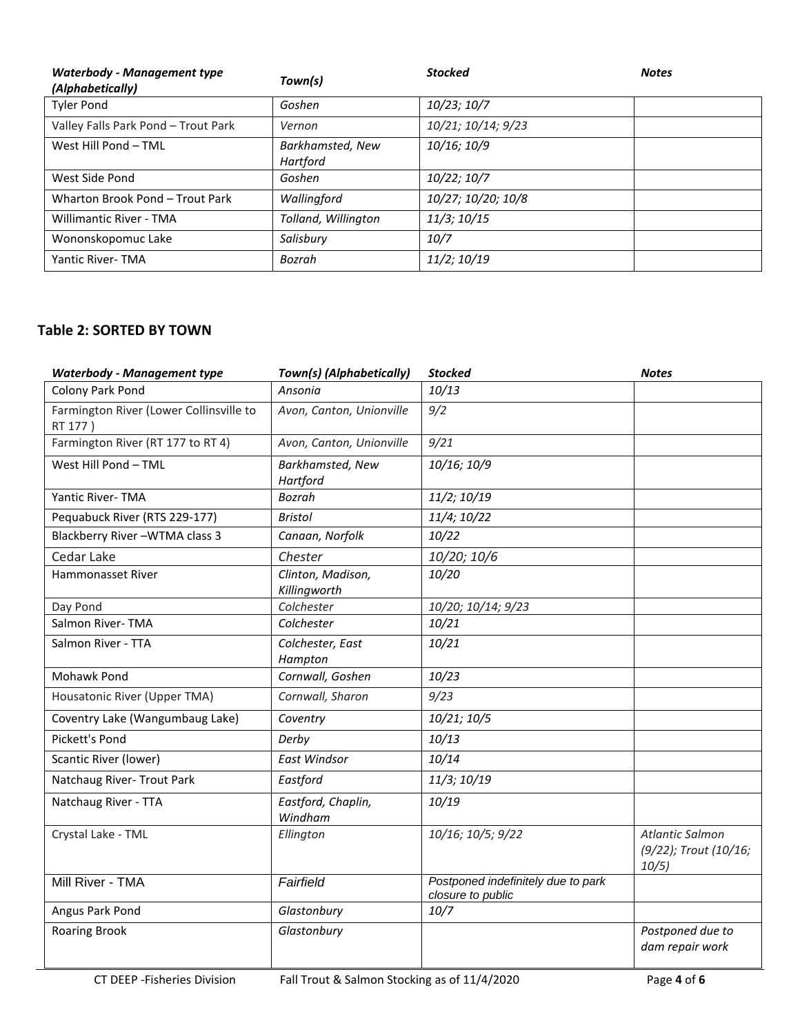| *Waterbody - Management type (Alphabetically)* | *Town(s)* | *Stocked* | *Notes* |
|---|---|---|---|
| Tyler Pond | *Goshen* | *10/23; 10/7* | |
| Valley Falls Park Pond – Trout Park | *Vernon* | *10/21; 10/14; 9/23* | |
| West Hill Pond – TML | *Barkhamsted, New Hartford* | *10/16; 10/9* | |
| West Side Pond | *Goshen* | *10/22; 10/7* | |
| Wharton Brook Pond – Trout Park | *Wallingford* | *10/27; 10/20; 10/8* | |
| Willimantic River - TMA | *Tolland, Willington* | *11/3; 10/15* | |
| Wononskopomuc Lake | *Salisbury* | *10/7* | |
| Yantic River- TMA | *Bozrah* | *11/2; 10/19* | |

## Table 2: SORTED BY TOWN

| *Waterbody - Management type* | *Town(s) (Alphabetically)* | *Stocked* | *Notes* |
|---|---|---|---|
| Colony Park Pond | *Ansonia* | *10/13* | |
| Farmington River (Lower Collinsville to RT 177 ) | *Avon, Canton, Unionville* | *9/2* | |
| Farmington River (RT 177 to RT 4) | *Avon, Canton, Unionville* | *9/21* | |
| West Hill Pond – TML | *Barkhamsted, New Hartford* | *10/16; 10/9* | |
| Yantic River- TMA | *Bozrah* | *11/2; 10/19* | |
| Pequabuck River (RTS 229-177) | *Bristol* | *11/4; 10/22* | |
| Blackberry River –WTMA class 3 | *Canaan, Norfolk* | *10/22* | |
| Cedar Lake | *Chester* | *10/20; 10/6* | |
| Hammonasset River | *Clinton, Madison, Killingworth* | *10/20* | |
| Day Pond | *Colchester* | *10/20; 10/14; 9/23* | |
| Salmon River- TMA | *Colchester* | *10/21* | |
| Salmon River - TTA | *Colchester, East Hampton* | *10/21* | |
| Mohawk Pond | *Cornwall, Goshen* | *10/23* | |
| Housatonic River (Upper TMA) | *Cornwall, Sharon* | *9/23* | |
| Coventry Lake (Wangumbaug Lake) | *Coventry* | *10/21; 10/5* | |
| Pickett's Pond | *Derby* | *10/13* | |
| Scantic River (lower) | *East Windsor* | *10/14* | |
| Natchaug River- Trout Park | *Eastford* | *11/3; 10/19* | |
| Natchaug River - TTA | *Eastford, Chaplin, Windham* | *10/19* | |
| Crystal Lake - TML | *Ellington* | *10/16; 10/5; 9/22* | *Atlantic Salmon (9/22); Trout (10/16; 10/5)* |
| Mill River - TMA | *Fairfield* | *Postponed indefinitely due to park closure to public* | |
| Angus Park Pond | *Glastonbury* | *10/7* | |
| Roaring Brook | *Glastonbury* | | *Postponed due to dam repair work* |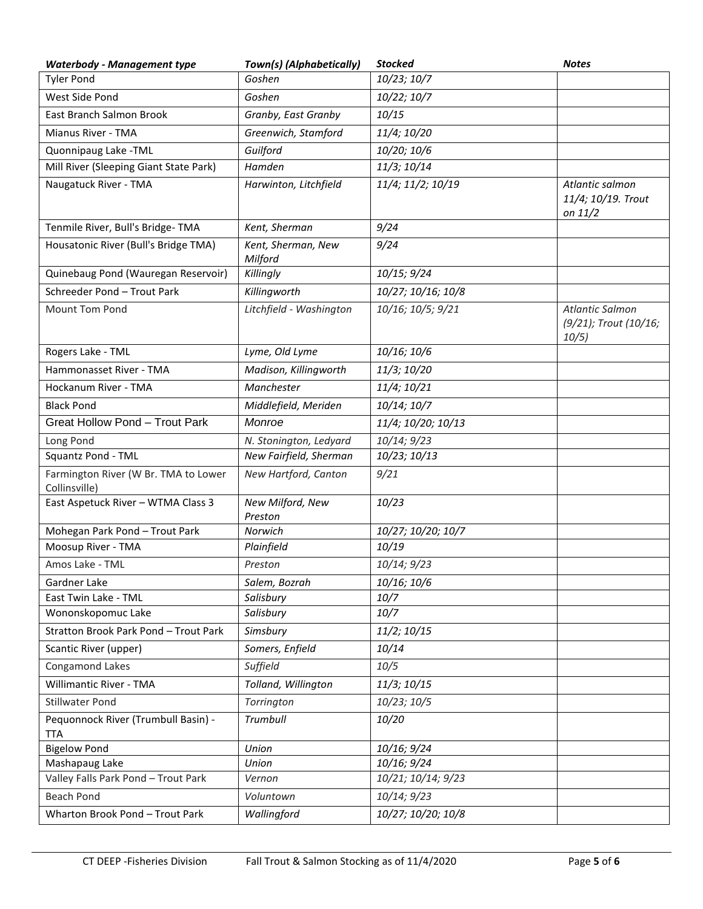| *Waterbody - Management type* | *Town(s) (Alphabetically)* | *Stocked* | *Notes* |
|---|---|---|---|
| Tyler Pond | *Goshen* | *10/23; 10/7* | |
| West Side Pond | *Goshen* | *10/22; 10/7* | |
| East Branch Salmon Brook | *Granby, East Granby* | *10/15* | |
| Mianus River - TMA | *Greenwich, Stamford* | *11/4; 10/20* | |
| Quonnipaug Lake -TML | *Guilford* | *10/20; 10/6* | |
| Mill River (Sleeping Giant State Park) | *Hamden* | *11/3; 10/14* | |
| Naugatuck River - TMA | *Harwinton, Litchfield* | *11/4; 11/2; 10/19* | *Atlantic salmon 11/4; 10/19. Trout on 11/2* |
| Tenmile River, Bull's Bridge- TMA | *Kent, Sherman* | *9/24* | |
| Housatonic River (Bull's Bridge TMA) | *Kent, Sherman, New Milford* | *9/24* | |
| Quinebaug Pond (Wauregan Reservoir) | *Killingly* | *10/15; 9/24* | |
| Schreeder Pond – Trout Park | *Killingworth* | *10/27; 10/16; 10/8* | |
| Mount Tom Pond | *Litchfield - Washington* | *10/16; 10/5; 9/21* | *Atlantic Salmon (9/21); Trout (10/16; 10/5)* |
| Rogers Lake - TML | *Lyme, Old Lyme* | *10/16; 10/6* | |
| Hammonasset River - TMA | *Madison, Killingworth* | *11/3; 10/20* | |
| Hockanum River - TMA | *Manchester* | *11/4; 10/21* | |
| Black Pond | *Middlefield, Meriden* | *10/14; 10/7* | |
| Great Hollow Pond – Trout Park | *Monroe* | *11/4; 10/20; 10/13* | |
| Long Pond | *N. Stonington, Ledyard* | *10/14; 9/23* | |
| Squantz Pond - TML | *New Fairfield, Sherman* | *10/23; 10/13* | |
| Farmington River (W Br. TMA to Lower Collinsville) | *New Hartford, Canton* | *9/21* | |
| East Aspetuck River – WTMA Class 3 | *New Milford, New Preston* | *10/23* | |
| Mohegan Park Pond – Trout Park | *Norwich* | *10/27; 10/20; 10/7* | |
| Moosup River - TMA | *Plainfield* | *10/19* | |
| Amos Lake - TML | *Preston* | *10/14; 9/23* | |
| Gardner Lake | *Salem, Bozrah* | *10/16; 10/6* | |
| East Twin Lake - TML | *Salisbury* | *10/7* | |
| Wononskopomuc Lake | *Salisbury* | *10/7* | |
| Stratton Brook Park Pond – Trout Park | *Simsbury* | *11/2; 10/15* | |
| Scantic River (upper) | *Somers, Enfield* | *10/14* | |
| Congamond Lakes | *Suffield* | *10/5* | |
| Willimantic River - TMA | *Tolland, Willington* | *11/3; 10/15* | |
| Stillwater Pond | *Torrington* | *10/23; 10/5* | |
| Pequonnock River (Trumbull Basin) - TTA | *Trumbull* | *10/20* | |
| Bigelow Pond | *Union* | *10/16; 9/24* | |
| Mashapaug Lake | *Union* | *10/16; 9/24* | |
| Valley Falls Park Pond – Trout Park | *Vernon* | *10/21; 10/14; 9/23* | |
| Beach Pond | *Voluntown* | *10/14; 9/23* | |
| Wharton Brook Pond – Trout Park | *Wallingford* | *10/27; 10/20; 10/8* | |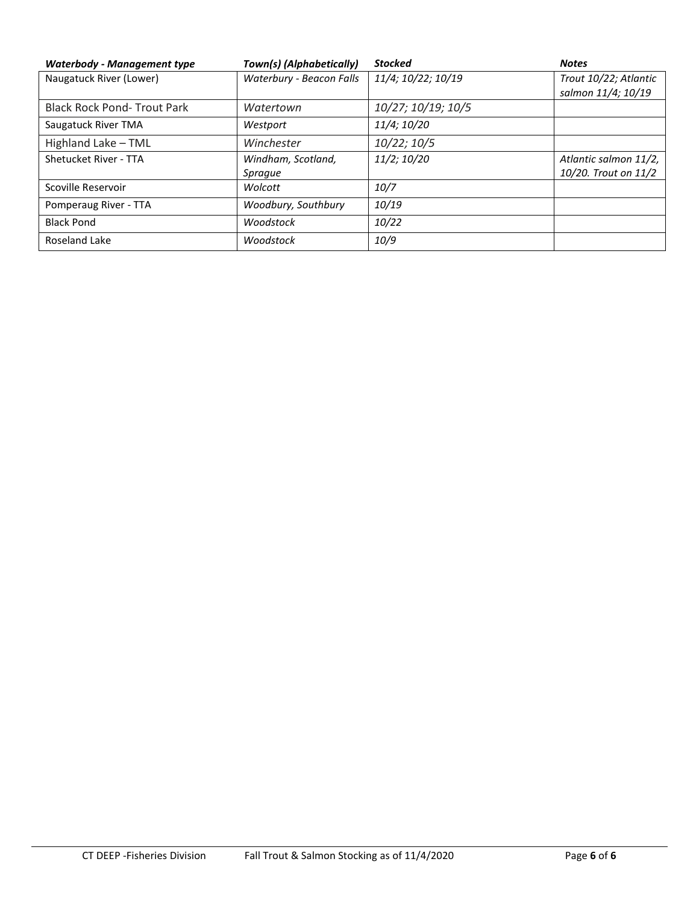| *Waterbody - Management type* | *Town(s) (Alphabetically)* | *Stocked* | *Notes* |
|---|---|---|---|
| Naugatuck River (Lower) | *Waterbury - Beacon Falls* | *11/4; 10/22; 10/19* | *Trout 10/22; Atlantic salmon 11/4; 10/19* |
| Black Rock Pond- Trout Park | *Watertown* | *10/27; 10/19; 10/5* | |
| Saugatuck River TMA | *Westport* | *11/4; 10/20* | |
| Highland Lake – TML | *Winchester* | *10/22; 10/5* | |
| Shetucket River - TTA | *Windham, Scotland, Sprague* | *11/2; 10/20* | *Atlantic salmon 11/2, 10/20. Trout on 11/2* |
| Scoville Reservoir | *Wolcott* | *10/7* | |
| Pomperaug River - TTA | *Woodbury, Southbury* | *10/19* | |
| Black Pond | *Woodstock* | *10/22* | |
| Roseland Lake | *Woodstock* | *10/9* | |